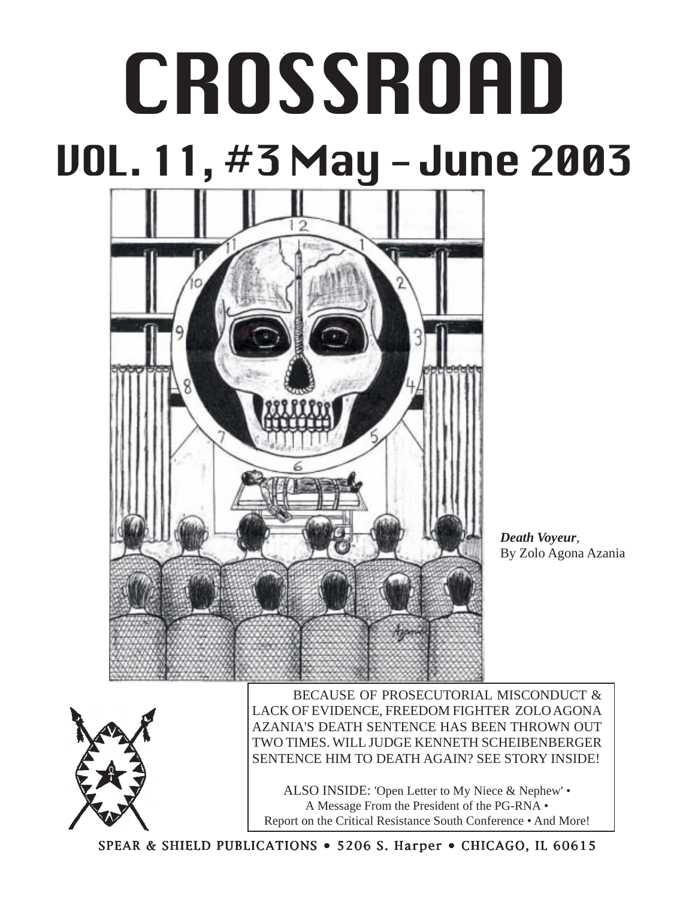# CROSSROAD

## VOL. 11, #3 May - June 2003

***Death Voyeur***,
By Zolo Agona Azania

BECAUSE OF PROSECUTORIAL MISCONDUCT & LACK OF EVIDENCE, FREEDOM FIGHTER ZOLO AGONA AZANIA'S DEATH SENTENCE HAS BEEN THROWN OUT TWO TIMES. WILL JUDGE KENNETH SCHEIBENBERGER SENTENCE HIM TO DEATH AGAIN? SEE STORY INSIDE!

ALSO INSIDE: 'Open Letter to My Niece & Nephew' • A Message From the President of the PG-RNA • Report on the Critical Resistance South Conference • And More!

SPEAR & SHIELD PUBLICATIONS • 5206 S. Harper • CHICAGO, IL 60615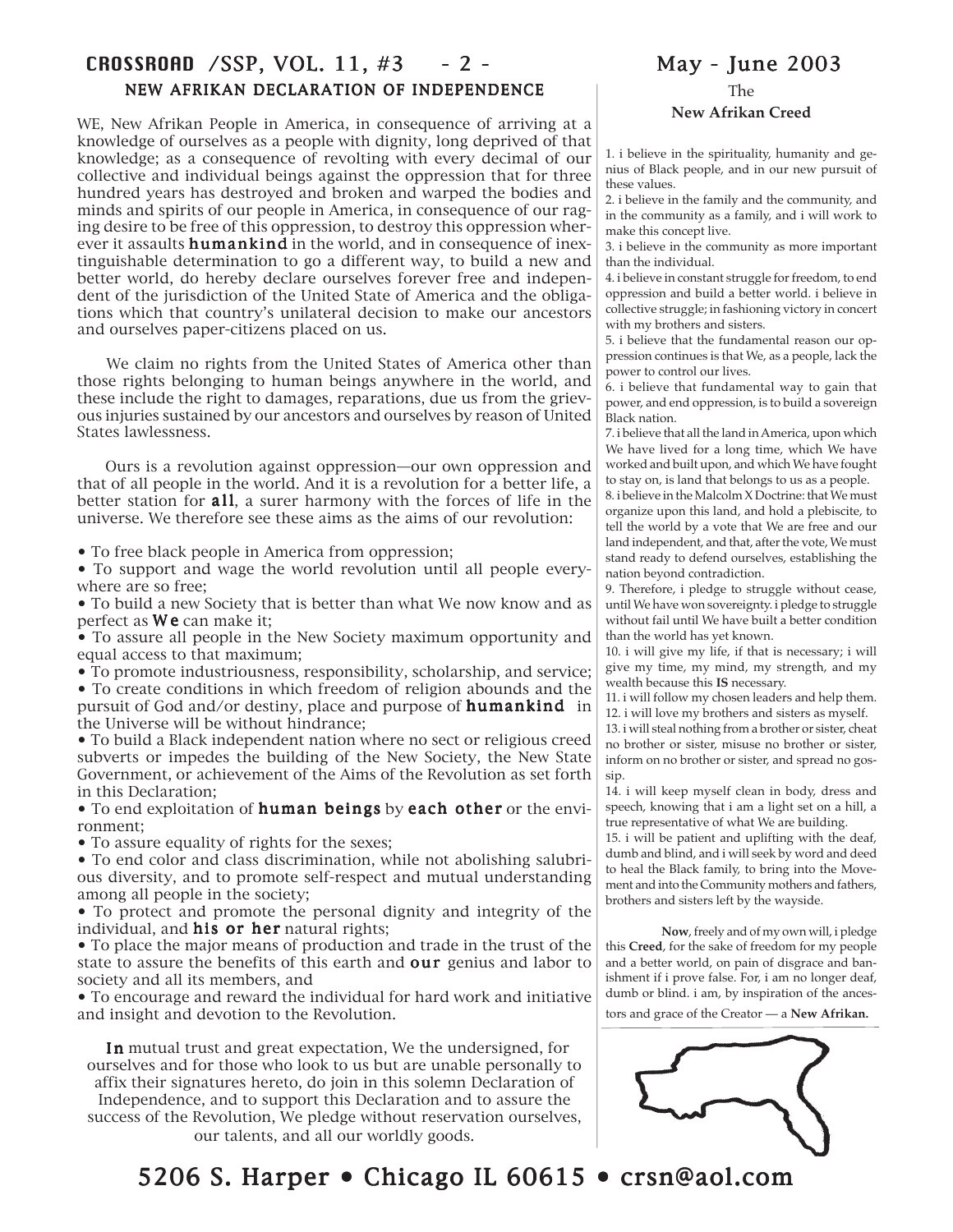## NEW AFRIKAN DECLARATION OF INDEPENDENCE

WE, New Afrikan People in America, in consequence of arriving at a knowledge of ourselves as a people with dignity, long deprived of that knowledge; as a consequence of revolting with every decimal of our collective and individual beings against the oppression that for three hundred years has destroyed and broken and warped the bodies and minds and spirits of our people in America, in consequence of our raging desire to be free of this oppression, to destroy this oppression wherever it assaults **humankind** in the world, and in consequence of inextinguishable determination to go a different way, to build a new and better world, do hereby declare ourselves forever free and independent of the jurisdiction of the United State of America and the obligations which that country's unilateral decision to make our ancestors and ourselves paper-citizens placed on us.

We claim no rights from the United States of America other than those rights belonging to human beings anywhere in the world, and these include the right to damages, reparations, due us from the grievous injuries sustained by our ancestors and ourselves by reason of United States lawlessness.

Ours is a revolution against oppression—our own oppression and that of all people in the world. And it is a revolution for a better life, a better station for **all**, a surer harmony with the forces of life in the universe. We therefore see these aims as the aims of our revolution:

- To free black people in America from oppression;
- To support and wage the world revolution until all people everywhere are so free;
- To build a new Society that is better than what We now know and as perfect as **We** can make it;
- To assure all people in the New Society maximum opportunity and equal access to that maximum;
- To promote industriousness, responsibility, scholarship, and service;
- To create conditions in which freedom of religion abounds and the pursuit of God and/or destiny, place and purpose of **humankind** in the Universe will be without hindrance;
- To build a Black independent nation where no sect or religious creed subverts or impedes the building of the New Society, the New State Government, or achievement of the Aims of the Revolution as set forth in this Declaration;
- To end exploitation of **human beings** by **each other** or the environment;
- To assure equality of rights for the sexes;
- To end color and class discrimination, while not abolishing salubrious diversity, and to promote self-respect and mutual understanding among all people in the society;
- To protect and promote the personal dignity and integrity of the individual, and **his or her** natural rights;
- To place the major means of production and trade in the trust of the state to assure the benefits of this earth and **our** genius and labor to society and all its members, and
- To encourage and reward the individual for hard work and initiative and insight and devotion to the Revolution.

**In** mutual trust and great expectation, We the undersigned, for ourselves and for those who look to us but are unable personally to affix their signatures hereto, do join in this solemn Declaration of Independence, and to support this Declaration and to assure the success of the Revolution, We pledge without reservation ourselves, our talents, and all our worldly goods.

## The New Afrikan Creed

1. i believe in the spirituality, humanity and genius of Black people, and in our new pursuit of these values.
2. i believe in the family and the community, and in the community as a family, and i will work to make this concept live.
3. i believe in the community as more important than the individual.
4. i believe in constant struggle for freedom, to end oppression and build a better world. i believe in collective struggle; in fashioning victory in concert with my brothers and sisters.
5. i believe that the fundamental reason our oppression continues is that We, as a people, lack the power to control our lives.
6. i believe that fundamental way to gain that power, and end oppression, is to build a sovereign Black nation.
7. i believe that all the land in America, upon which We have lived for a long time, which We have worked and built upon, and which We have fought to stay on, is land that belongs to us as a people.
8. i believe in the Malcolm X Doctrine: that We must organize upon this land, and hold a plebiscite, to tell the world by a vote that We are free and our land independent, and that, after the vote, We must stand ready to defend ourselves, establishing the nation beyond contradiction.
9. Therefore, i pledge to struggle without cease, until We have won sovereignty. i pledge to struggle without fail until We have built a better condition than the world has yet known.
10. i will give my life, if that is necessary; i will give my time, my mind, my strength, and my wealth because this **IS** necessary.
11. i will follow my chosen leaders and help them.
12. i will love my brothers and sisters as myself.
13. i will steal nothing from a brother or sister, cheat no brother or sister, misuse no brother or sister, inform on no brother or sister, and spread no gossip.
14. i will keep myself clean in body, dress and speech, knowing that i am a light set on a hill, a true representative of what We are building.
15. i will be patient and uplifting with the deaf, dumb and blind, and i will seek by word and deed to heal the Black family, to bring into the Movement and into the Community mothers and fathers, brothers and sisters left by the wayside.

**Now**, freely and of my own will, i pledge this **Creed**, for the sake of freedom for my people and a better world, on pain of disgrace and banishment if i prove false. For, i am no longer deaf, dumb or blind. i am, by inspiration of the ancestors and grace of the Creator — a **New Afrikan.**

5206 S. Harper • Chicago IL 60615 • crsn@aol.com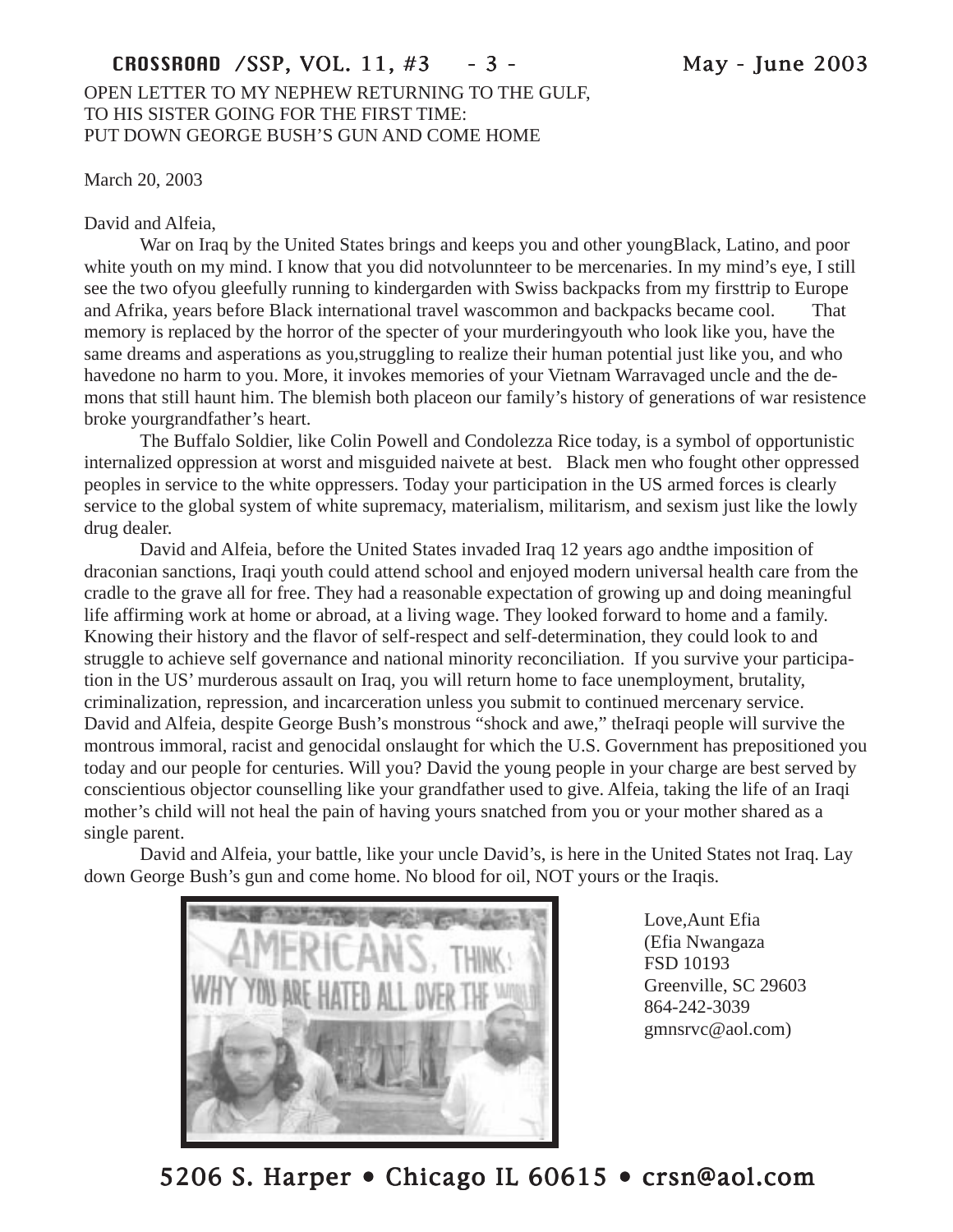OPEN LETTER TO MY NEPHEW RETURNING TO THE GULF,
TO HIS SISTER GOING FOR THE FIRST TIME:
PUT DOWN GEORGE BUSH'S GUN AND COME HOME

March 20, 2003

David and Alfeia,

War on Iraq by the United States brings and keeps you and other youngBlack, Latino, and poor white youth on my mind. I know that you did notvolunnteer to be mercenaries. In my mind's eye, I still see the two ofyou gleefully running to kindergarden with Swiss backpacks from my firsttrip to Europe and Afrika, years before Black international travel wascommon and backpacks became cool. That memory is replaced by the horror of the specter of your murderingyouth who look like you, have the same dreams and asperations as you,struggling to realize their human potential just like you, and who havedone no harm to you. More, it invokes memories of your Vietnam Warravaged uncle and the demons that still haunt him. The blemish both placeon our family's history of generations of war resistence broke yourgrandfather's heart.

The Buffalo Soldier, like Colin Powell and Condolezza Rice today, is a symbol of opportunistic internalized oppression at worst and misguided naivete at best. Black men who fought other oppressed peoples in service to the white oppressers. Today your participation in the US armed forces is clearly service to the global system of white supremacy, materialism, militarism, and sexism just like the lowly drug dealer.

David and Alfeia, before the United States invaded Iraq 12 years ago andthe imposition of draconian sanctions, Iraqi youth could attend school and enjoyed modern universal health care from the cradle to the grave all for free. They had a reasonable expectation of growing up and doing meaningful life affirming work at home or abroad, at a living wage. They looked forward to home and a family. Knowing their history and the flavor of self-respect and self-determination, they could look to and struggle to achieve self governance and national minority reconciliation. If you survive your participation in the US' murderous assault on Iraq, you will return home to face unemployment, brutality, criminalization, repression, and incarceration unless you submit to continued mercenary service. David and Alfeia, despite George Bush's monstrous "shock and awe," theIraqi people will survive the montrous immoral, racist and genocidal onslaught for which the U.S. Government has prepositioned you today and our people for centuries. Will you? David the young people in your charge are best served by conscientious objector counselling like your grandfather used to give. Alfeia, taking the life of an Iraqi mother's child will not heal the pain of having yours snatched from you or your mother shared as a single parent.

David and Alfeia, your battle, like your uncle David's, is here in the United States not Iraq. Lay down George Bush's gun and come home. No blood for oil, NOT yours or the Iraqis.

Love,Aunt Efia
(Efia Nwangaza
FSD 10193
Greenville, SC 29603
864-242-3039
gmnsrvc@aol.com)

5206 S. Harper • Chicago IL 60615 • crsn@aol.com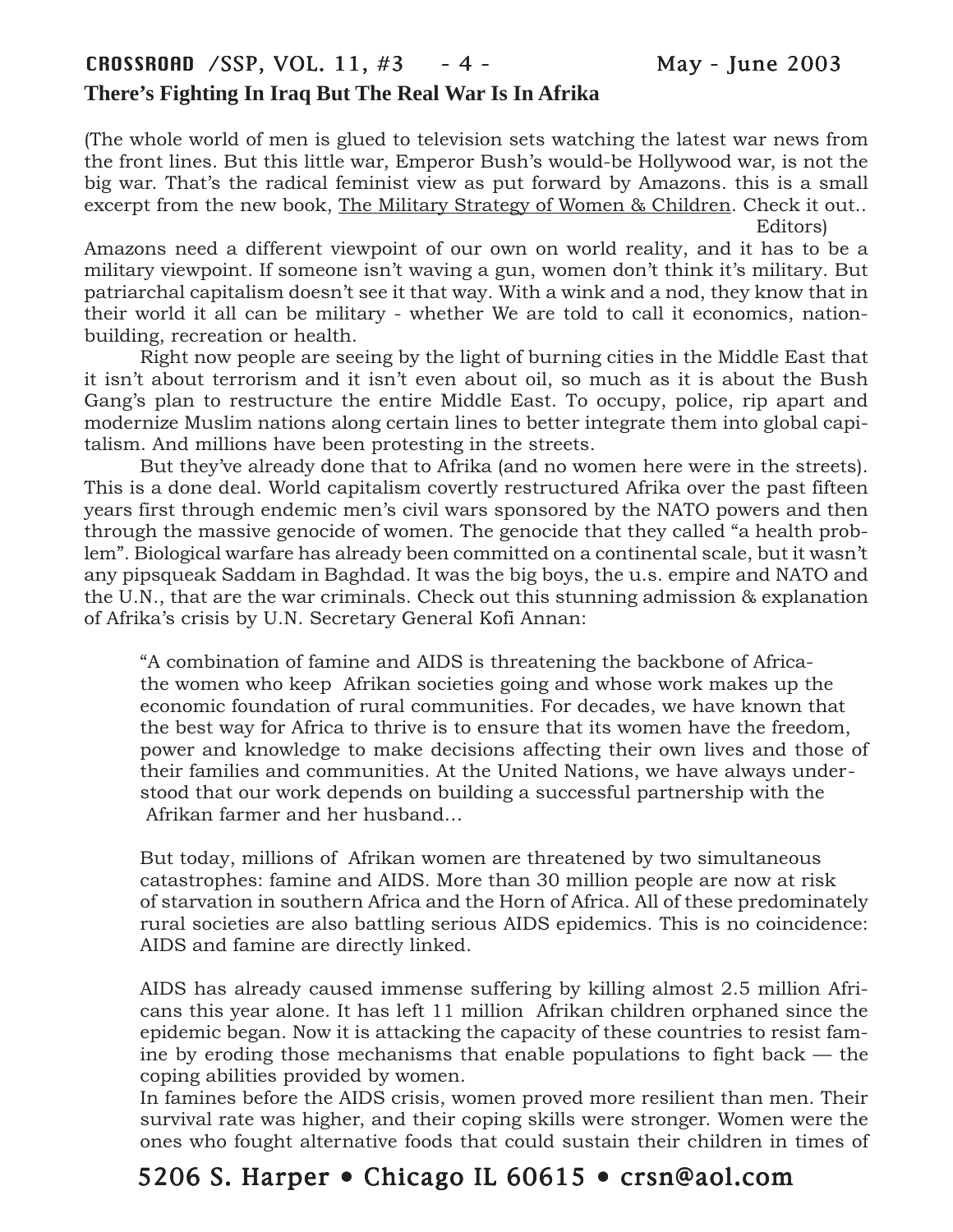## There's Fighting In Iraq But The Real War Is In Afrika

(The whole world of men is glued to television sets watching the latest war news from the front lines. But this little war, Emperor Bush's would-be Hollywood war, is not the big war. That's the radical feminist view as put forward by Amazons. this is a small excerpt from the new book, The Military Strategy of Women & Children. Check it out..
Editors)

Amazons need a different viewpoint of our own on world reality, and it has to be a military viewpoint. If someone isn't waving a gun, women don't think it's military. But patriarchal capitalism doesn't see it that way. With a wink and a nod, they know that in their world it all can be military - whether We are told to call it economics, nation-building, recreation or health.

Right now people are seeing by the light of burning cities in the Middle East that it isn't about terrorism and it isn't even about oil, so much as it is about the Bush Gang's plan to restructure the entire Middle East. To occupy, police, rip apart and modernize Muslim nations along certain lines to better integrate them into global capitalism. And millions have been protesting in the streets.

But they've already done that to Afrika (and no women here were in the streets). This is a done deal. World capitalism covertly restructured Afrika over the past fifteen years first through endemic men's civil wars sponsored by the NATO powers and then through the massive genocide of women. The genocide that they called "a health problem". Biological warfare has already been committed on a continental scale, but it wasn't any pipsqueak Saddam in Baghdad. It was the big boys, the u.s. empire and NATO and the U.N., that are the war criminals. Check out this stunning admission & explanation of Afrika's crisis by U.N. Secretary General Kofi Annan:

> "A combination of famine and AIDS is threatening the backbone of Africa- the women who keep Afrikan societies going and whose work makes up the economic foundation of rural communities. For decades, we have known that the best way for Africa to thrive is to ensure that its women have the freedom, power and knowledge to make decisions affecting their own lives and those of their families and communities. At the United Nations, we have always understood that our work depends on building a successful partnership with the Afrikan farmer and her husband…
>
> But today, millions of Afrikan women are threatened by two simultaneous catastrophes: famine and AIDS. More than 30 million people are now at risk of starvation in southern Africa and the Horn of Africa. All of these predominately rural societies are also battling serious AIDS epidemics. This is no coincidence: AIDS and famine are directly linked.
>
> AIDS has already caused immense suffering by killing almost 2.5 million Africans this year alone. It has left 11 million Afrikan children orphaned since the epidemic began. Now it is attacking the capacity of these countries to resist famine by eroding those mechanisms that enable populations to fight back — the coping abilities provided by women.
>
> In famines before the AIDS crisis, women proved more resilient than men. Their survival rate was higher, and their coping skills were stronger. Women were the ones who fought alternative foods that could sustain their children in times of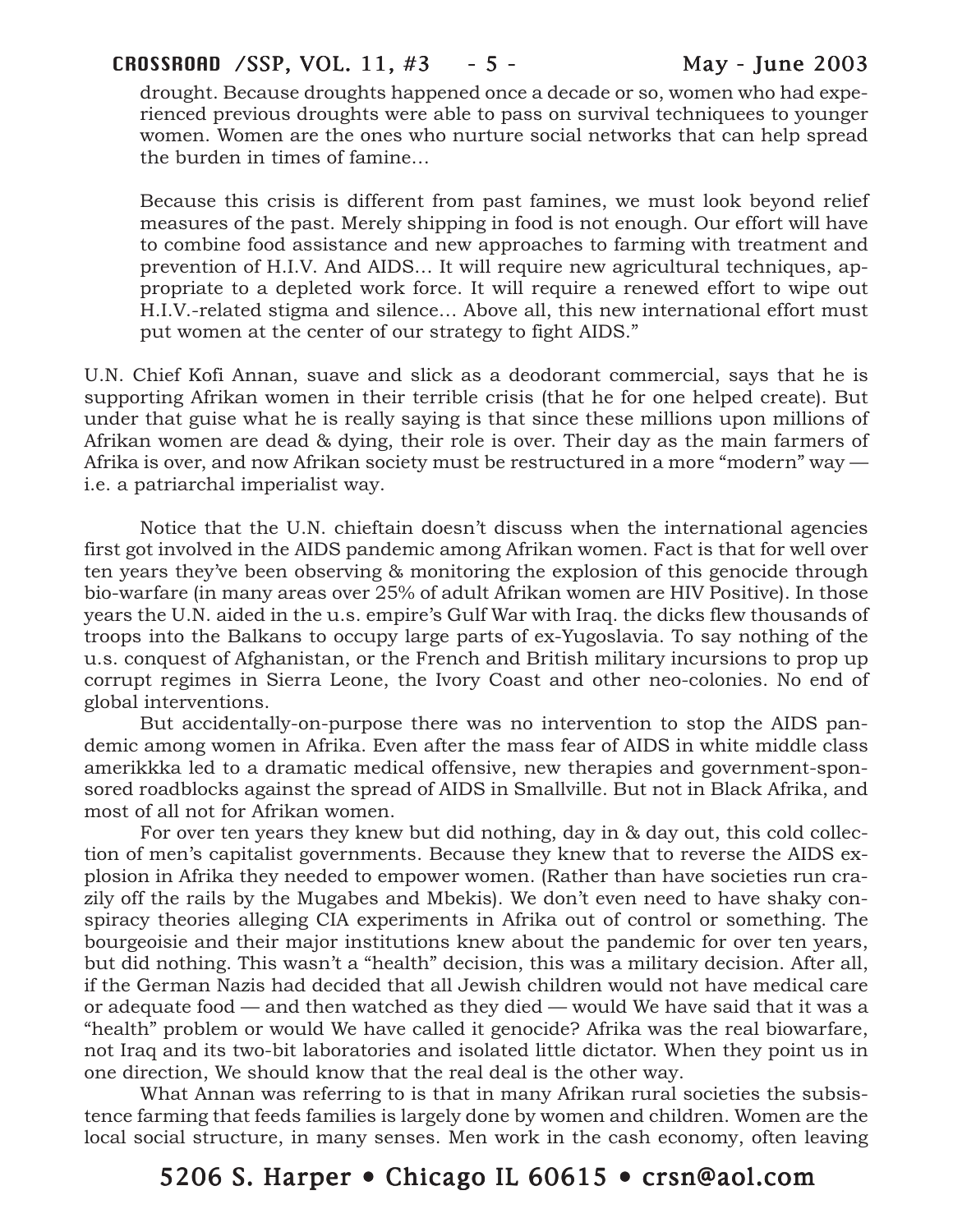> drought. Because droughts happened once a decade or so, women who had experienced previous droughts were able to pass on survival techniquees to younger women. Women are the ones who nurture social networks that can help spread the burden in times of famine…
>
> Because this crisis is different from past famines, we must look beyond relief measures of the past. Merely shipping in food is not enough. Our effort will have to combine food assistance and new approaches to farming with treatment and prevention of H.I.V. And AIDS… It will require new agricultural techniques, appropriate to a depleted work force. It will require a renewed effort to wipe out H.I.V.-related stigma and silence… Above all, this new international effort must put women at the center of our strategy to fight AIDS."

U.N. Chief Kofi Annan, suave and slick as a deodorant commercial, says that he is supporting Afrikan women in their terrible crisis (that he for one helped create). But under that guise what he is really saying is that since these millions upon millions of Afrikan women are dead & dying, their role is over. Their day as the main farmers of Afrika is over, and now Afrikan society must be restructured in a more "modern" way — i.e. a patriarchal imperialist way.

Notice that the U.N. chieftain doesn't discuss when the international agencies first got involved in the AIDS pandemic among Afrikan women. Fact is that for well over ten years they've been observing & monitoring the explosion of this genocide through bio-warfare (in many areas over 25% of adult Afrikan women are HIV Positive). In those years the U.N. aided in the u.s. empire's Gulf War with Iraq. the dicks flew thousands of troops into the Balkans to occupy large parts of ex-Yugoslavia. To say nothing of the u.s. conquest of Afghanistan, or the French and British military incursions to prop up corrupt regimes in Sierra Leone, the Ivory Coast and other neo-colonies. No end of global interventions.

But accidentally-on-purpose there was no intervention to stop the AIDS pandemic among women in Afrika. Even after the mass fear of AIDS in white middle class amerikkka led to a dramatic medical offensive, new therapies and government-sponsored roadblocks against the spread of AIDS in Smallville. But not in Black Afrika, and most of all not for Afrikan women.

For over ten years they knew but did nothing, day in & day out, this cold collection of men's capitalist governments. Because they knew that to reverse the AIDS explosion in Afrika they needed to empower women. (Rather than have societies run crazily off the rails by the Mugabes and Mbekis). We don't even need to have shaky conspiracy theories alleging CIA experiments in Afrika out of control or something. The bourgeoisie and their major institutions knew about the pandemic for over ten years, but did nothing. This wasn't a "health" decision, this was a military decision. After all, if the German Nazis had decided that all Jewish children would not have medical care or adequate food — and then watched as they died — would We have said that it was a "health" problem or would We have called it genocide? Afrika was the real biowarfare, not Iraq and its two-bit laboratories and isolated little dictator. When they point us in one direction, We should know that the real deal is the other way.

What Annan was referring to is that in many Afrikan rural societies the subsistence farming that feeds families is largely done by women and children. Women are the local social structure, in many senses. Men work in the cash economy, often leaving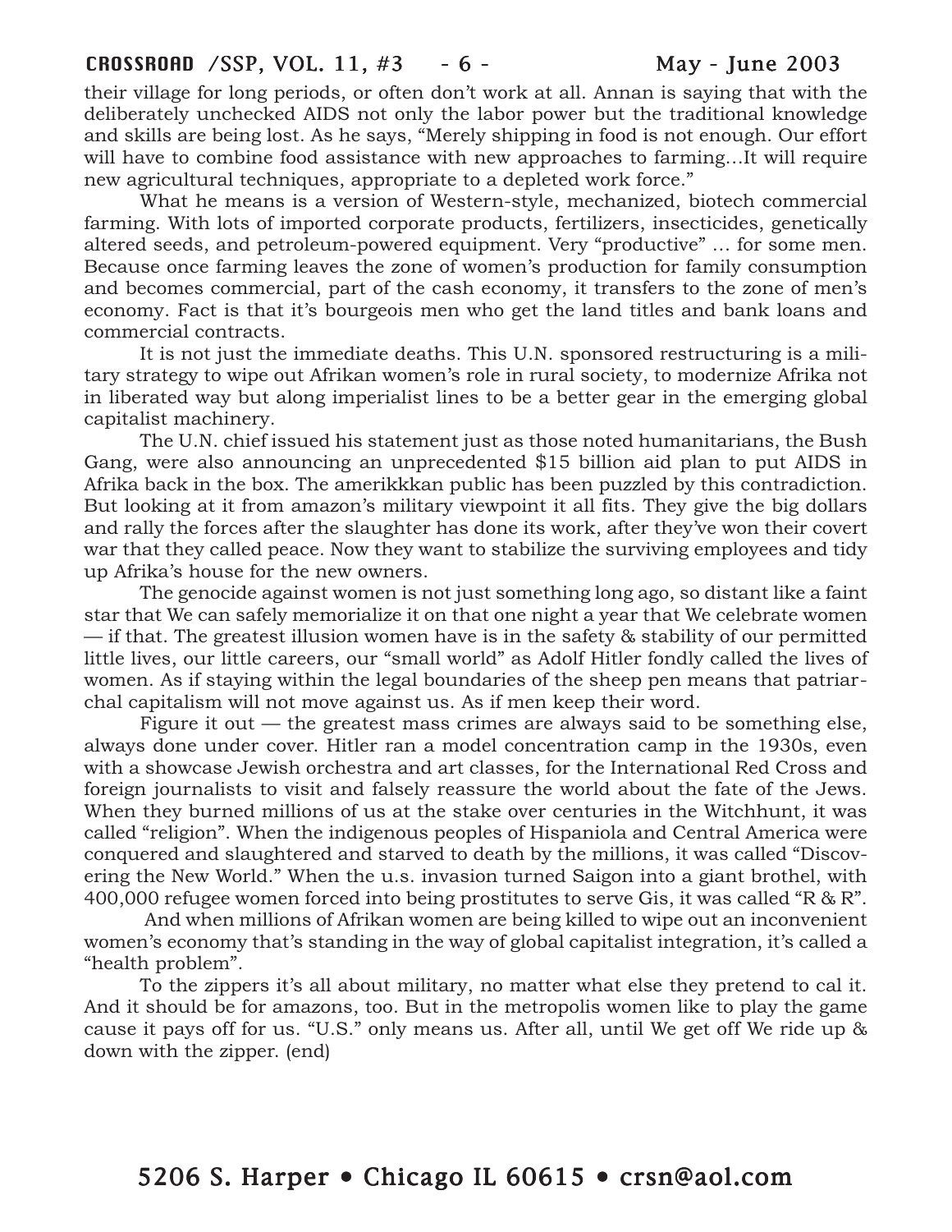their village for long periods, or often don't work at all. Annan is saying that with the deliberately unchecked AIDS not only the labor power but the traditional knowledge and skills are being lost. As he says, "Merely shipping in food is not enough. Our effort will have to combine food assistance with new approaches to farming…It will require new agricultural techniques, appropriate to a depleted work force."

What he means is a version of Western-style, mechanized, biotech commercial farming. With lots of imported corporate products, fertilizers, insecticides, genetically altered seeds, and petroleum-powered equipment. Very "productive" … for some men. Because once farming leaves the zone of women's production for family consumption and becomes commercial, part of the cash economy, it transfers to the zone of men's economy. Fact is that it's bourgeois men who get the land titles and bank loans and commercial contracts.

It is not just the immediate deaths. This U.N. sponsored restructuring is a military strategy to wipe out Afrikan women's role in rural society, to modernize Afrika not in liberated way but along imperialist lines to be a better gear in the emerging global capitalist machinery.

The U.N. chief issued his statement just as those noted humanitarians, the Bush Gang, were also announcing an unprecedented $15 billion aid plan to put AIDS in Afrika back in the box. The amerikkkan public has been puzzled by this contradiction. But looking at it from amazon's military viewpoint it all fits. They give the big dollars and rally the forces after the slaughter has done its work, after they've won their covert war that they called peace. Now they want to stabilize the surviving employees and tidy up Afrika's house for the new owners.

The genocide against women is not just something long ago, so distant like a faint star that We can safely memorialize it on that one night a year that We celebrate women — if that. The greatest illusion women have is in the safety & stability of our permitted little lives, our little careers, our "small world" as Adolf Hitler fondly called the lives of women. As if staying within the legal boundaries of the sheep pen means that patriarchal capitalism will not move against us. As if men keep their word.

Figure it out — the greatest mass crimes are always said to be something else, always done under cover. Hitler ran a model concentration camp in the 1930s, even with a showcase Jewish orchestra and art classes, for the International Red Cross and foreign journalists to visit and falsely reassure the world about the fate of the Jews. When they burned millions of us at the stake over centuries in the Witchhunt, it was called "religion". When the indigenous peoples of Hispaniola and Central America were conquered and slaughtered and starved to death by the millions, it was called "Discovering the New World." When the u.s. invasion turned Saigon into a giant brothel, with 400,000 refugee women forced into being prostitutes to serve Gis, it was called "R & R".

And when millions of Afrikan women are being killed to wipe out an inconvenient women's economy that's standing in the way of global capitalist integration, it's called a "health problem".

To the zippers it's all about military, no matter what else they pretend to cal it. And it should be for amazons, too. But in the metropolis women like to play the game cause it pays off for us. "U.S." only means us. After all, until We get off We ride up & down with the zipper. (end)

5206 S. Harper • Chicago IL 60615 • crsn@aol.com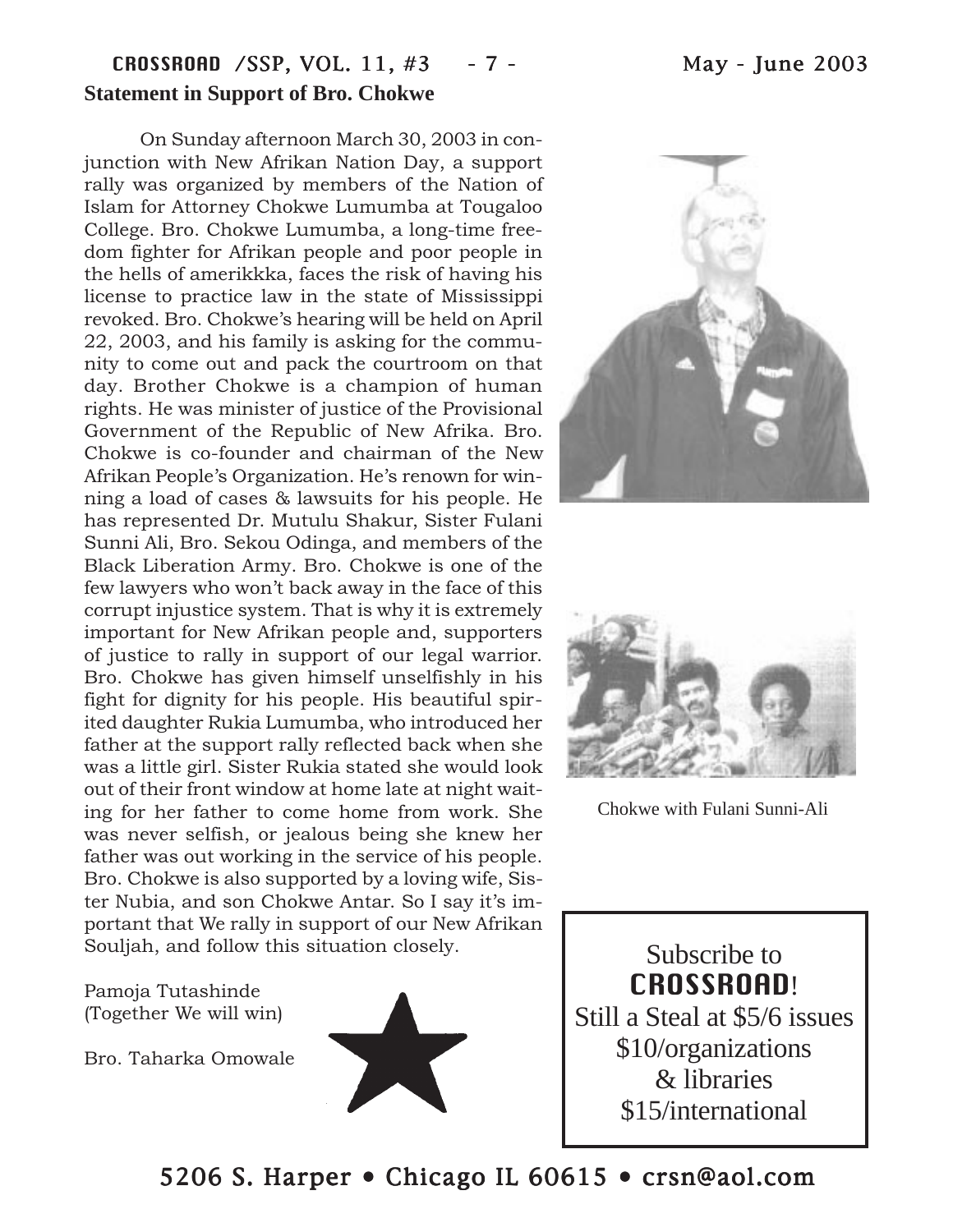## Statement in Support of Bro. Chokwe

On Sunday afternoon March 30, 2003 in conjunction with New Afrikan Nation Day, a support rally was organized by members of the Nation of Islam for Attorney Chokwe Lumumba at Tougaloo College. Bro. Chokwe Lumumba, a long-time freedom fighter for Afrikan people and poor people in the hells of amerikkka, faces the risk of having his license to practice law in the state of Mississippi revoked. Bro. Chokwe's hearing will be held on April 22, 2003, and his family is asking for the community to come out and pack the courtroom on that day. Brother Chokwe is a champion of human rights. He was minister of justice of the Provisional Government of the Republic of New Afrika. Bro. Chokwe is co-founder and chairman of the New Afrikan People's Organization. He's renown for winning a load of cases & lawsuits for his people. He has represented Dr. Mutulu Shakur, Sister Fulani Sunni Ali, Bro. Sekou Odinga, and members of the Black Liberation Army. Bro. Chokwe is one of the few lawyers who won't back away in the face of this corrupt injustice system. That is why it is extremely important for New Afrikan people and, supporters of justice to rally in support of our legal warrior. Bro. Chokwe has given himself unselfishly in his fight for dignity for his people. His beautiful spirited daughter Rukia Lumumba, who introduced her father at the support rally reflected back when she was a little girl. Sister Rukia stated she would look out of their front window at home late at night waiting for her father to come home from work. She was never selfish, or jealous being she knew her father was out working in the service of his people. Bro. Chokwe is also supported by a loving wife, Sister Nubia, and son Chokwe Antar. So I say it's important that We rally in support of our New Afrikan Souljah, and follow this situation closely.

Pamoja Tutashinde
(Together We will win)

Bro. Taharka Omowale

Chokwe with Fulani Sunni-Ali

Subscribe to
**CROSSROAD!**
Still a Steal at $5/6 issues
$10/organizations
& libraries
$15/international

5206 S. Harper • Chicago IL 60615 • crsn@aol.com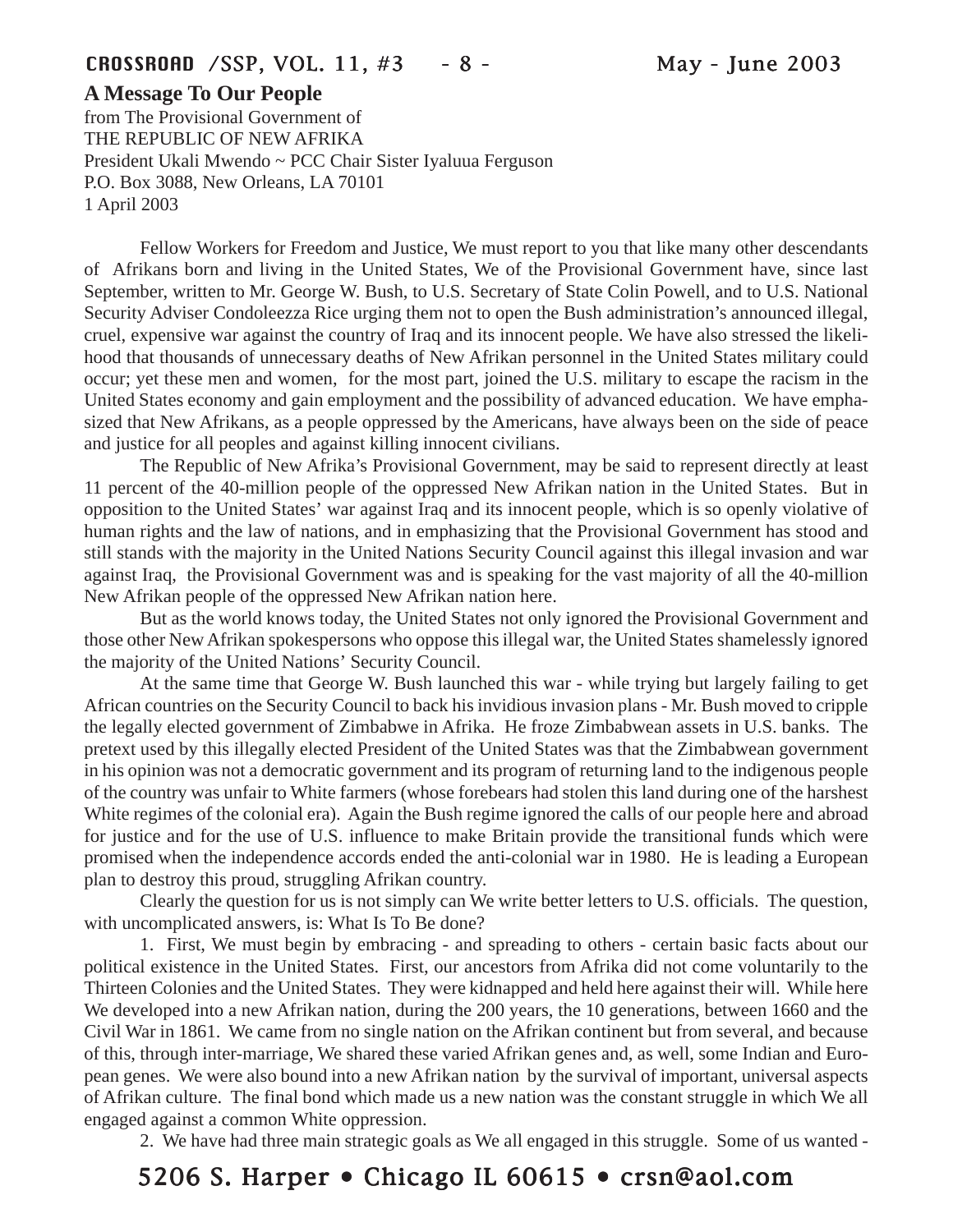**A Message To Our People**

from The Provisional Government of
THE REPUBLIC OF NEW AFRIKA
President Ukali Mwendo ~ PCC Chair Sister Iyaluua Ferguson
P.O. Box 3088, New Orleans, LA 70101
1 April 2003

Fellow Workers for Freedom and Justice, We must report to you that like many other descendants of Afrikans born and living in the United States, We of the Provisional Government have, since last September, written to Mr. George W. Bush, to U.S. Secretary of State Colin Powell, and to U.S. National Security Adviser Condoleezza Rice urging them not to open the Bush administration's announced illegal, cruel, expensive war against the country of Iraq and its innocent people. We have also stressed the likelihood that thousands of unnecessary deaths of New Afrikan personnel in the United States military could occur; yet these men and women, for the most part, joined the U.S. military to escape the racism in the United States economy and gain employment and the possibility of advanced education. We have emphasized that New Afrikans, as a people oppressed by the Americans, have always been on the side of peace and justice for all peoples and against killing innocent civilians.

The Republic of New Afrika's Provisional Government, may be said to represent directly at least 11 percent of the 40-million people of the oppressed New Afrikan nation in the United States. But in opposition to the United States' war against Iraq and its innocent people, which is so openly violative of human rights and the law of nations, and in emphasizing that the Provisional Government has stood and still stands with the majority in the United Nations Security Council against this illegal invasion and war against Iraq, the Provisional Government was and is speaking for the vast majority of all the 40-million New Afrikan people of the oppressed New Afrikan nation here.

But as the world knows today, the United States not only ignored the Provisional Government and those other New Afrikan spokespersons who oppose this illegal war, the United States shamelessly ignored the majority of the United Nations' Security Council.

At the same time that George W. Bush launched this war - while trying but largely failing to get African countries on the Security Council to back his invidious invasion plans - Mr. Bush moved to cripple the legally elected government of Zimbabwe in Afrika. He froze Zimbabwean assets in U.S. banks. The pretext used by this illegally elected President of the United States was that the Zimbabwean government in his opinion was not a democratic government and its program of returning land to the indigenous people of the country was unfair to White farmers (whose forebears had stolen this land during one of the harshest White regimes of the colonial era). Again the Bush regime ignored the calls of our people here and abroad for justice and for the use of U.S. influence to make Britain provide the transitional funds which were promised when the independence accords ended the anti-colonial war in 1980. He is leading a European plan to destroy this proud, struggling Afrikan country.

Clearly the question for us is not simply can We write better letters to U.S. officials. The question, with uncomplicated answers, is: What Is To Be done?

1. First, We must begin by embracing - and spreading to others - certain basic facts about our political existence in the United States. First, our ancestors from Afrika did not come voluntarily to the Thirteen Colonies and the United States. They were kidnapped and held here against their will. While here We developed into a new Afrikan nation, during the 200 years, the 10 generations, between 1660 and the Civil War in 1861. We came from no single nation on the Afrikan continent but from several, and because of this, through inter-marriage, We shared these varied Afrikan genes and, as well, some Indian and European genes. We were also bound into a new Afrikan nation by the survival of important, universal aspects of Afrikan culture. The final bond which made us a new nation was the constant struggle in which We all engaged against a common White oppression.

2. We have had three main strategic goals as We all engaged in this struggle. Some of us wanted -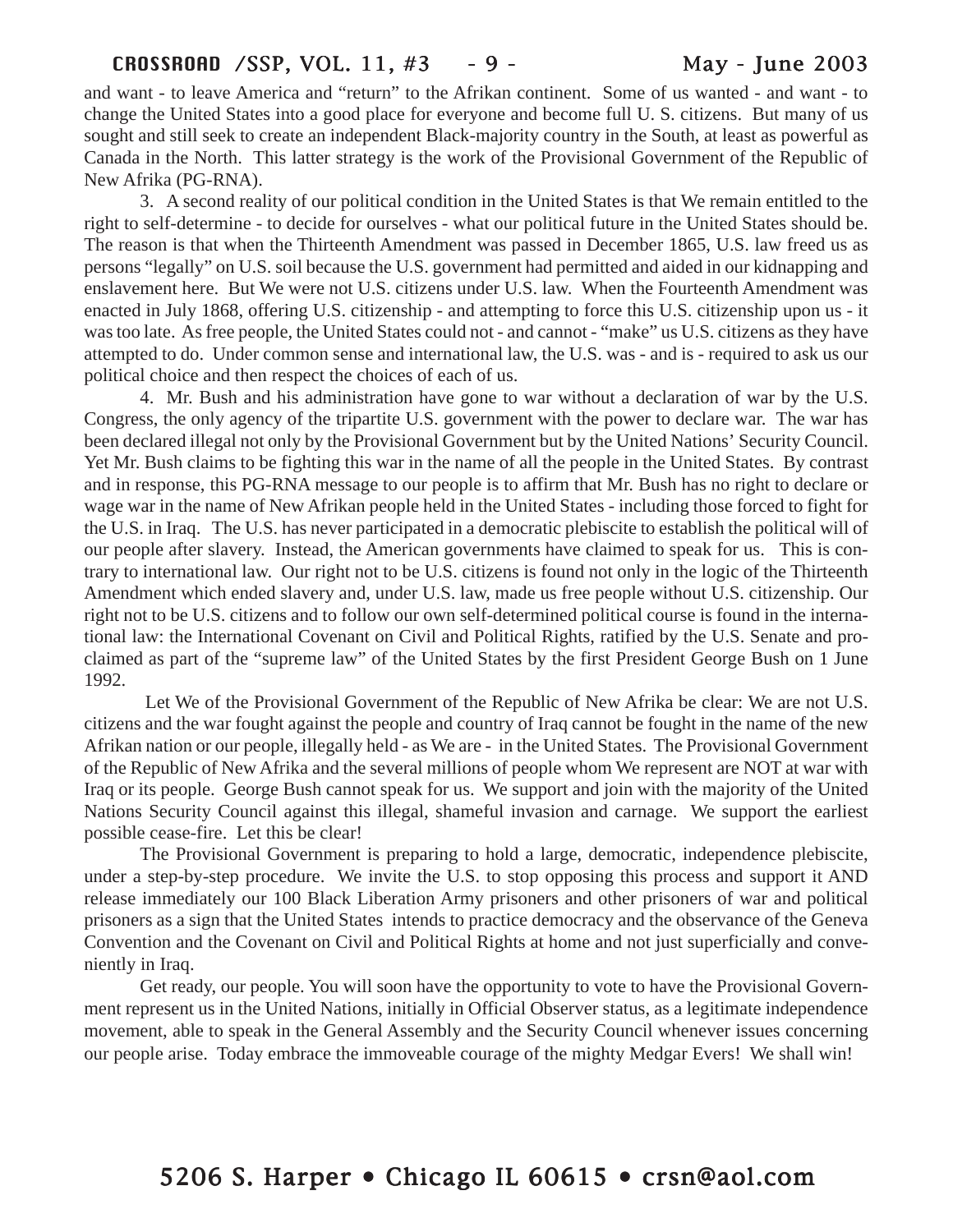and want - to leave America and "return" to the Afrikan continent. Some of us wanted - and want - to change the United States into a good place for everyone and become full U. S. citizens. But many of us sought and still seek to create an independent Black-majority country in the South, at least as powerful as Canada in the North. This latter strategy is the work of the Provisional Government of the Republic of New Afrika (PG-RNA).

3. A second reality of our political condition in the United States is that We remain entitled to the right to self-determine - to decide for ourselves - what our political future in the United States should be. The reason is that when the Thirteenth Amendment was passed in December 1865, U.S. law freed us as persons "legally" on U.S. soil because the U.S. government had permitted and aided in our kidnapping and enslavement here. But We were not U.S. citizens under U.S. law. When the Fourteenth Amendment was enacted in July 1868, offering U.S. citizenship - and attempting to force this U.S. citizenship upon us - it was too late. As free people, the United States could not - and cannot - "make" us U.S. citizens as they have attempted to do. Under common sense and international law, the U.S. was - and is - required to ask us our political choice and then respect the choices of each of us.

4. Mr. Bush and his administration have gone to war without a declaration of war by the U.S. Congress, the only agency of the tripartite U.S. government with the power to declare war. The war has been declared illegal not only by the Provisional Government but by the United Nations' Security Council. Yet Mr. Bush claims to be fighting this war in the name of all the people in the United States. By contrast and in response, this PG-RNA message to our people is to affirm that Mr. Bush has no right to declare or wage war in the name of New Afrikan people held in the United States - including those forced to fight for the U.S. in Iraq. The U.S. has never participated in a democratic plebiscite to establish the political will of our people after slavery. Instead, the American governments have claimed to speak for us. This is contrary to international law. Our right not to be U.S. citizens is found not only in the logic of the Thirteenth Amendment which ended slavery and, under U.S. law, made us free people without U.S. citizenship. Our right not to be U.S. citizens and to follow our own self-determined political course is found in the international law: the International Covenant on Civil and Political Rights, ratified by the U.S. Senate and proclaimed as part of the "supreme law" of the United States by the first President George Bush on 1 June 1992.

Let We of the Provisional Government of the Republic of New Afrika be clear: We are not U.S. citizens and the war fought against the people and country of Iraq cannot be fought in the name of the new Afrikan nation or our people, illegally held - as We are - in the United States. The Provisional Government of the Republic of New Afrika and the several millions of people whom We represent are NOT at war with Iraq or its people. George Bush cannot speak for us. We support and join with the majority of the United Nations Security Council against this illegal, shameful invasion and carnage. We support the earliest possible cease-fire. Let this be clear!

The Provisional Government is preparing to hold a large, democratic, independence plebiscite, under a step-by-step procedure. We invite the U.S. to stop opposing this process and support it AND release immediately our 100 Black Liberation Army prisoners and other prisoners of war and political prisoners as a sign that the United States intends to practice democracy and the observance of the Geneva Convention and the Covenant on Civil and Political Rights at home and not just superficially and conveniently in Iraq.

Get ready, our people. You will soon have the opportunity to vote to have the Provisional Government represent us in the United Nations, initially in Official Observer status, as a legitimate independence movement, able to speak in the General Assembly and the Security Council whenever issues concerning our people arise. Today embrace the immoveable courage of the mighty Medgar Evers! We shall win!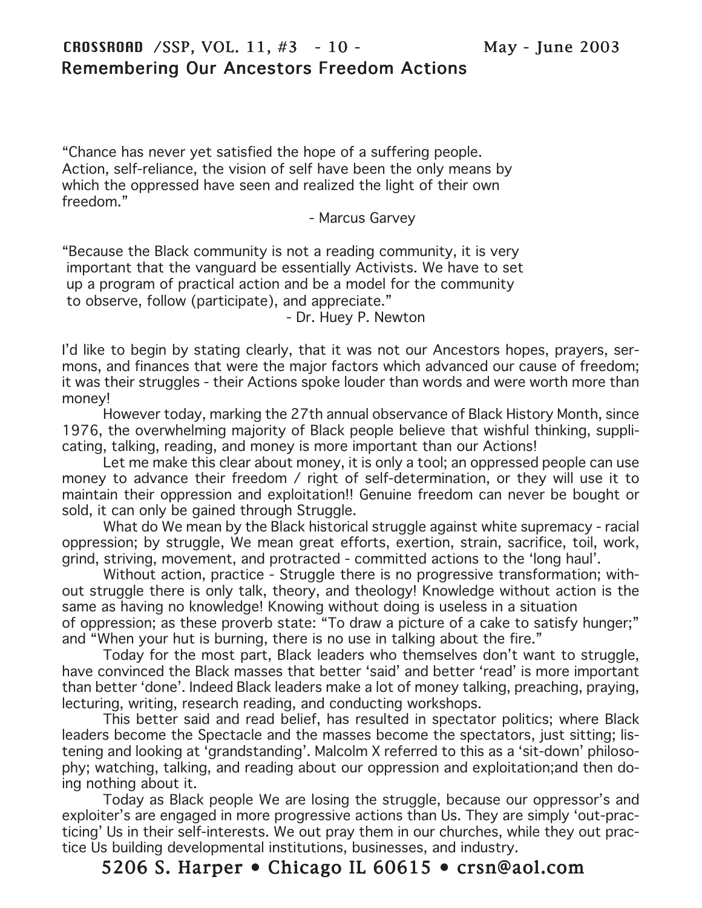## Remembering Our Ancestors Freedom Actions

"Chance has never yet satisfied the hope of a suffering people. Action, self-reliance, the vision of self have been the only means by which the oppressed have seen and realized the light of their own freedom."

- Marcus Garvey

"Because the Black community is not a reading community, it is very important that the vanguard be essentially Activists. We have to set up a program of practical action and be a model for the community to observe, follow (participate), and appreciate."

- Dr. Huey P. Newton

I'd like to begin by stating clearly, that it was not our Ancestors hopes, prayers, sermons, and finances that were the major factors which advanced our cause of freedom; it was their struggles - their Actions spoke louder than words and were worth more than money!

However today, marking the 27th annual observance of Black History Month, since 1976, the overwhelming majority of Black people believe that wishful thinking, supplicating, talking, reading, and money is more important than our Actions!

Let me make this clear about money, it is only a tool; an oppressed people can use money to advance their freedom / right of self-determination, or they will use it to maintain their oppression and exploitation!! Genuine freedom can never be bought or sold, it can only be gained through Struggle.

What do We mean by the Black historical struggle against white supremacy - racial oppression; by struggle, We mean great efforts, exertion, strain, sacrifice, toil, work, grind, striving, movement, and protracted - committed actions to the 'long haul'.

Without action, practice - Struggle there is no progressive transformation; without struggle there is only talk, theory, and theology! Knowledge without action is the same as having no knowledge! Knowing without doing is useless in a situation of oppression; as these proverb state: "To draw a picture of a cake to satisfy hunger;" and "When your hut is burning, there is no use in talking about the fire."

Today for the most part, Black leaders who themselves don't want to struggle, have convinced the Black masses that better 'said' and better 'read' is more important than better 'done'. Indeed Black leaders make a lot of money talking, preaching, praying, lecturing, writing, research reading, and conducting workshops.

This better said and read belief, has resulted in spectator politics; where Black leaders become the Spectacle and the masses become the spectators, just sitting; listening and looking at 'grandstanding'. Malcolm X referred to this as a 'sit-down' philosophy; watching, talking, and reading about our oppression and exploitation;and then doing nothing about it.

Today as Black people We are losing the struggle, because our oppressor's and exploiter's are engaged in more progressive actions than Us. They are simply 'out-practicing' Us in their self-interests. We out pray them in our churches, while they out practice Us building developmental institutions, businesses, and industry.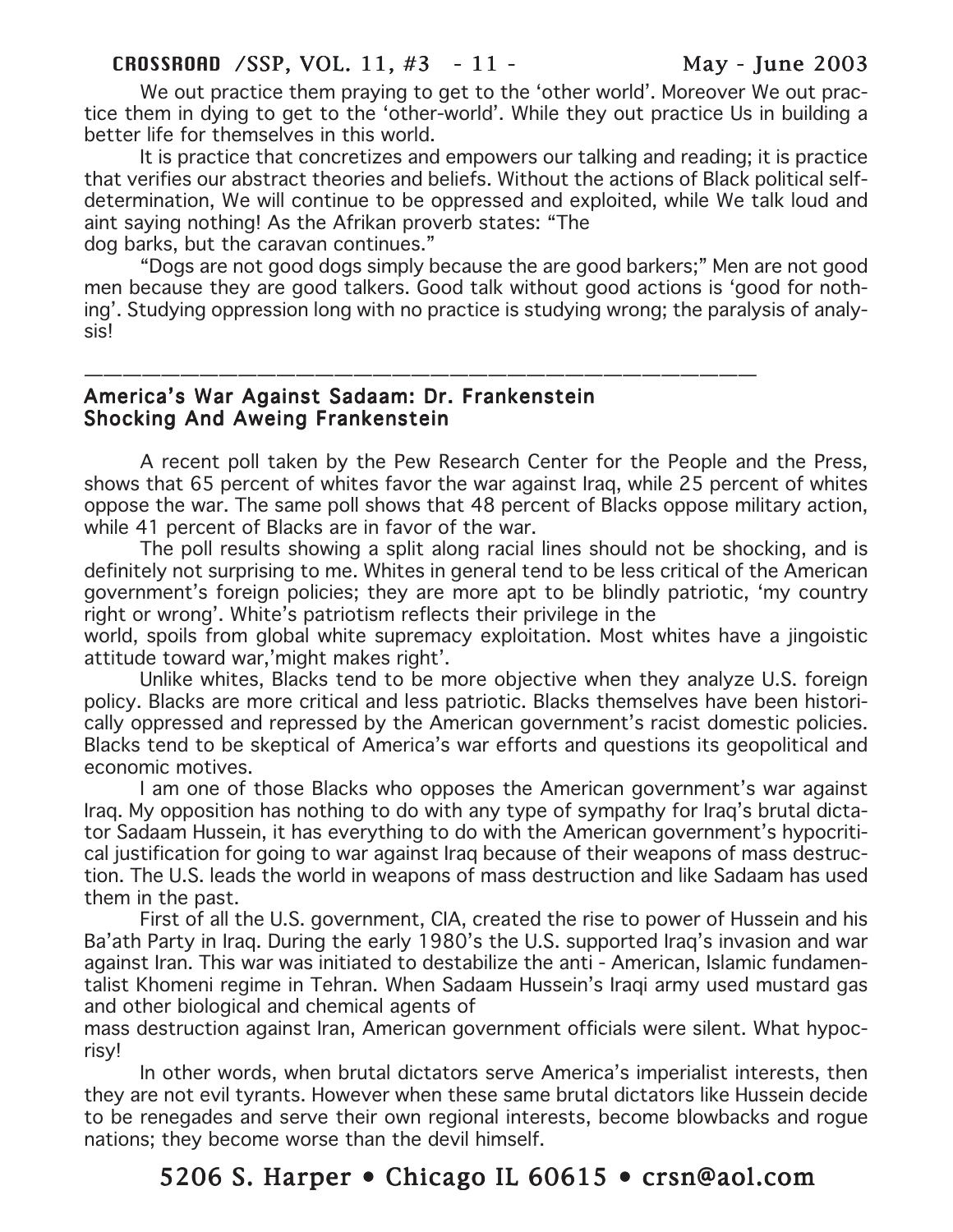We out practice them praying to get to the 'other world'. Moreover We out practice them in dying to get to the 'other-world'. While they out practice Us in building a better life for themselves in this world.

It is practice that concretizes and empowers our talking and reading; it is practice that verifies our abstract theories and beliefs. Without the actions of Black political self-determination, We will continue to be oppressed and exploited, while We talk loud and aint saying nothing! As the Afrikan proverb states: "The dog barks, but the caravan continues."

"Dogs are not good dogs simply because the are good barkers;" Men are not good men because they are good talkers. Good talk without good actions is 'good for nothing'. Studying oppression long with no practice is studying wrong; the paralysis of analysis!

---

## America's War Against Sadaam: Dr. Frankenstein Shocking And Aweing Frankenstein

A recent poll taken by the Pew Research Center for the People and the Press, shows that 65 percent of whites favor the war against Iraq, while 25 percent of whites oppose the war. The same poll shows that 48 percent of Blacks oppose military action, while 41 percent of Blacks are in favor of the war.

The poll results showing a split along racial lines should not be shocking, and is definitely not surprising to me. Whites in general tend to be less critical of the American government's foreign policies; they are more apt to be blindly patriotic, 'my country right or wrong'. White's patriotism reflects their privilege in the world, spoils from global white supremacy exploitation. Most whites have a jingoistic attitude toward war,'might makes right'.

Unlike whites, Blacks tend to be more objective when they analyze U.S. foreign policy. Blacks are more critical and less patriotic. Blacks themselves have been historically oppressed and repressed by the American government's racist domestic policies. Blacks tend to be skeptical of America's war efforts and questions its geopolitical and economic motives.

I am one of those Blacks who opposes the American government's war against Iraq. My opposition has nothing to do with any type of sympathy for Iraq's brutal dictator Sadaam Hussein, it has everything to do with the American government's hypocritical justification for going to war against Iraq because of their weapons of mass destruction. The U.S. leads the world in weapons of mass destruction and like Sadaam has used them in the past.

First of all the U.S. government, CIA, created the rise to power of Hussein and his Ba'ath Party in Iraq. During the early 1980's the U.S. supported Iraq's invasion and war against Iran. This war was initiated to destabilize the anti - American, Islamic fundamentalist Khomeni regime in Tehran. When Sadaam Hussein's Iraqi army used mustard gas and other biological and chemical agents of mass destruction against Iran, American government officials were silent. What hypocrisy!

In other words, when brutal dictators serve America's imperialist interests, then they are not evil tyrants. However when these same brutal dictators like Hussein decide to be renegades and serve their own regional interests, become blowbacks and rogue nations; they become worse than the devil himself.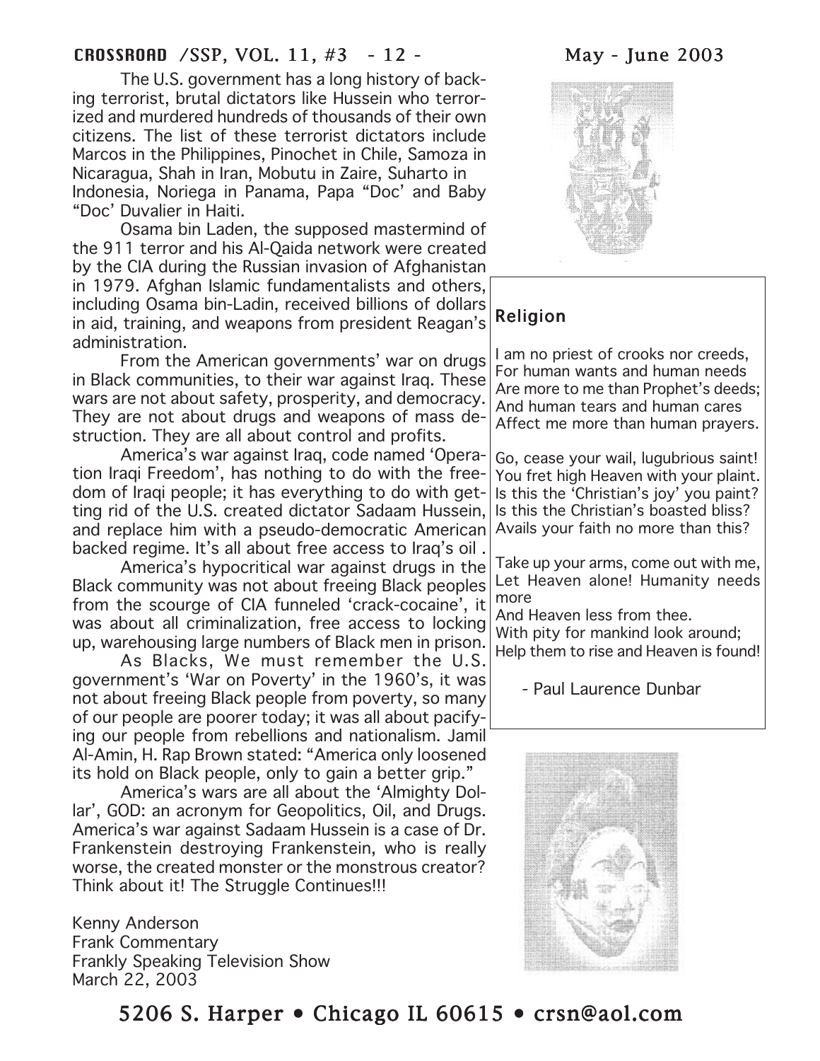The U.S. government has a long history of backing terrorist, brutal dictators like Hussein who terrorized and murdered hundreds of thousands of their own citizens. The list of these terrorist dictators include Marcos in the Philippines, Pinochet in Chile, Samoza in Nicaragua, Shah in Iran, Mobutu in Zaire, Suharto in Indonesia, Noriega in Panama, Papa "Doc' and Baby "Doc' Duvalier in Haiti.

Osama bin Laden, the supposed mastermind of the 911 terror and his Al-Qaida network were created by the CIA during the Russian invasion of Afghanistan in 1979. Afghan Islamic fundamentalists and others, including Osama bin-Ladin, received billions of dollars in aid, training, and weapons from president Reagan's administration.

From the American governments' war on drugs in Black communities, to their war against Iraq. These wars are not about safety, prosperity, and democracy. They are not about drugs and weapons of mass destruction. They are all about control and profits.

America's war against Iraq, code named 'Operation Iraqi Freedom', has nothing to do with the freedom of Iraqi people; it has everything to do with getting rid of the U.S. created dictator Sadaam Hussein, and replace him with a pseudo-democratic American backed regime. It's all about free access to Iraq's oil .

America's hypocritical war against drugs in the Black community was not about freeing Black peoples from the scourge of CIA funneled 'crack-cocaine', it was about all criminalization, free access to locking up, warehousing large numbers of Black men in prison.

As Blacks, We must remember the U.S. government's 'War on Poverty' in the 1960's, it was not about freeing Black people from poverty, so many of our people are poorer today; it was all about pacifying our people from rebellions and nationalism. Jamil Al-Amin, H. Rap Brown stated: "America only loosened its hold on Black people, only to gain a better grip."

America's wars are all about the 'Almighty Dollar', GOD: an acronym for Geopolitics, Oil, and Drugs. America's war against Sadaam Hussein is a case of Dr. Frankenstein destroying Frankenstein, who is really worse, the created monster or the monstrous creator? Think about it! The Struggle Continues!!!

Kenny Anderson
Frank Commentary
Frankly Speaking Television Show
March 22, 2003

## Religion

I am no priest of crooks nor creeds,
For human wants and human needs
Are more to me than Prophet's deeds;
And human tears and human cares
Affect me more than human prayers.

Go, cease your wail, lugubrious saint!
You fret high Heaven with your plaint.
Is this the 'Christian's joy' you paint?
Is this the Christian's boasted bliss?
Avails your faith no more than this?

Take up your arms, come out with me,
Let Heaven alone! Humanity needs more
And Heaven less from thee.
With pity for mankind look around;
Help them to rise and Heaven is found!

- Paul Laurence Dunbar

5206 S. Harper • Chicago IL 60615 • crsn@aol.com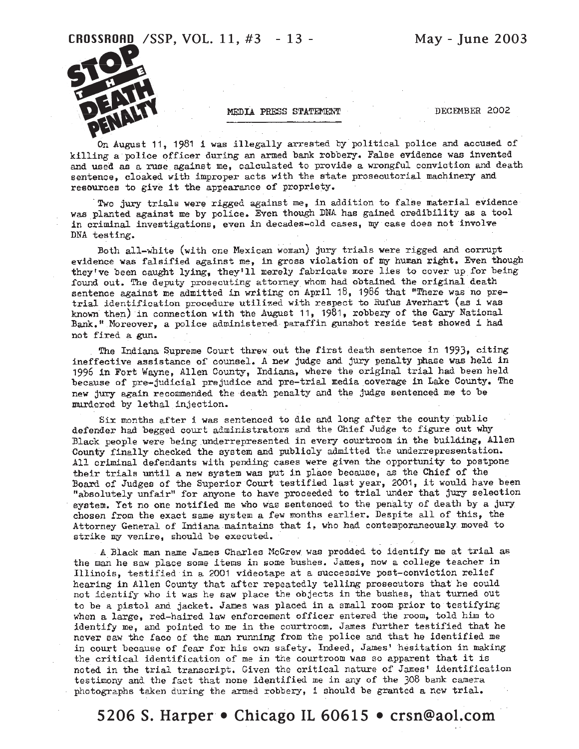STOP THE DEATH PENALTY

MEDIA PRESS STATEMENT

DECEMBER 2002

On August 11, 1981 i was illegally arrested by political police and accused of killing a police officer during an armed bank robbery. False evidence was invented and used as a ruse against me, calculated to provide a wrongful conviction and death sentence, cloaked with improper acts with the state prosecutorial machinery and resources to give it the appearance of propriety.

Two jury trials were rigged against me, in addition to false material evidence was planted against me by police. Even though DNA has gained credibility as a tool in criminal investigations, even in decades-old cases, my case does not involve DNA testing.

Both all-white (with one Mexican woman) jury trials were rigged and corrupt evidence was falsified against me, in gross violation of my human right. Even though they've been caught lying, they'll merely fabricate more lies to cover up for being found out. The deputy prosecuting attorney whom had obtained the original death sentence against me admitted in writing on April 18, 1986 that "There was no pre-trial identification procedure utilized with respect to Rufus Averhart (as i was known then) in connection with the August 11, 1981, robbery of the Gary National Bank." Moreover, a police administered paraffin gunshot reside test showed i had not fired a gun.

The Indiana Supreme Court threw out the first death sentence in 1993, citing ineffective assistance of counsel. A new judge and jury penalty phase was held in 1996 in Fort Wayne, Allen County, Indiana, where the original trial had been held because of pre-judicial prejudice and pre-trial media coverage in Lake County. The new jury again recommended the death penalty and the judge sentenced me to be murdered by lethal injection.

Six months after i was sentenced to die and long after the county public defender had begged court administrators and the Chief Judge to figure out why Black people were being underrepresented in every courtroom in the building, Allen County finally checked the system and publicly admitted the underrepresentation. All criminal defendants with pending cases were given the opportunity to postpone their trials until a new system was put in place because, as the Chief of the Board of Judges of the Superior Court testified last year, 2001, it would have been "absolutely unfair" for anyone to have proceeded to trial under that jury selection system. Yet no one notified me who was sentenced to the penalty of death by a jury chosen from the exact same system a few months earlier. Despite all of this, the Attorney General of Indiana maintains that i, who had contemporaneously moved to strike my venire, should be executed.

A Black man name James Charles McGrew was prodded to identify me at trial as the man he saw place some items in some bushes. James, now a college teacher in Illinois, testified in a 2001 videotape at a successive post-conviction relief hearing in Allen County that after repeatedly telling prosecutors that he could not identify who it was he saw place the objects in the bushes, that turned out to be a pistol and jacket. James was placed in a small room prior to testifying when a large, red-haired law enforcement officer entered the room, told him to identify me, and pointed to me in the courtroom. James further testified that he never saw the face of the man running from the police and that he identified me in court because of fear for his own safety. Indeed, James' hesitation in making the critical identification of me in the courtroom was so apparent that it is noted in the trial transcript. Given the critical nature of James' identification testimony and the fact that none identified me in any of the 308 bank camera photographs taken during the armed robbery, i should be granted a new trial.

5206 S. Harper • Chicago IL 60615 • crsn@aol.com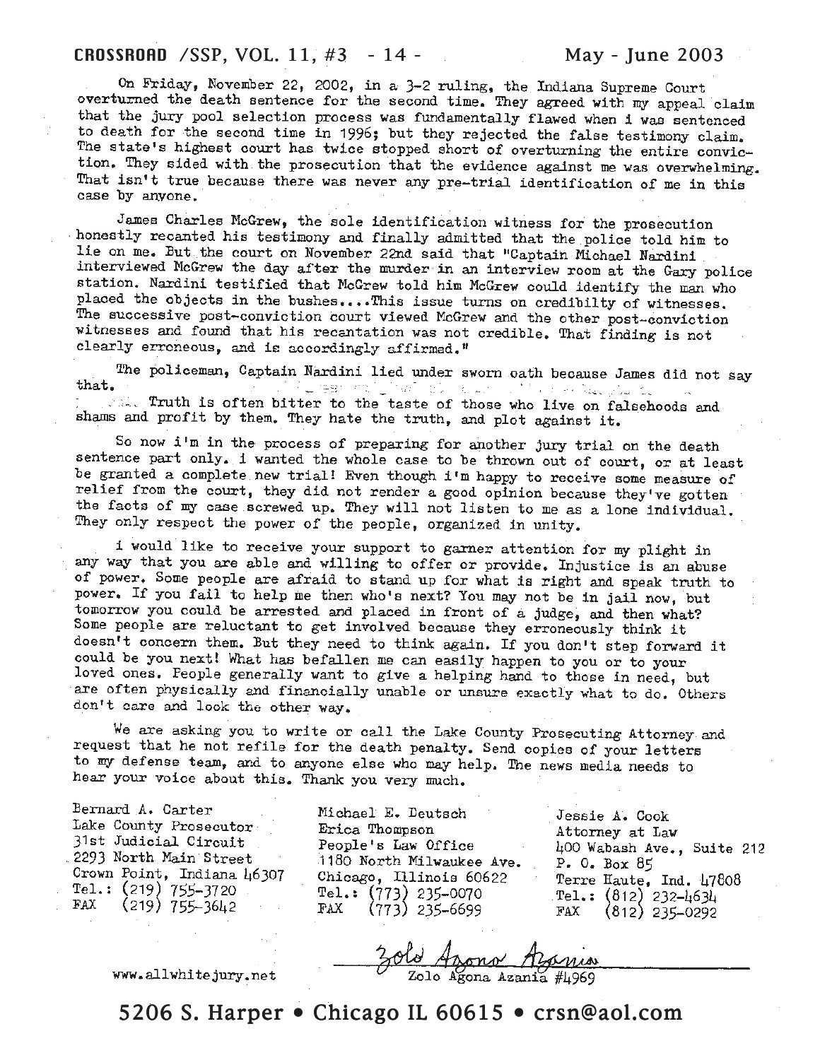On Friday, November 22, 2002, in a 3-2 ruling, the Indiana Supreme Court overturned the death sentence for the second time. They agreed with my appeal claim that the jury pool selection process was fundamentally flawed when i was sentenced to death for the second time in 1996; but they rejected the false testimony claim. The state's highest court has twice stopped short of overturning the entire conviction. They sided with the prosecution that the evidence against me was overwhelming. That isn't true because there was never any pre-trial identification of me in this case by anyone.

James Charles McGrew, the sole identification witness for the prosecution honestly recanted his testimony and finally admitted that the police told him to lie on me. But the court on November 22nd said that "Captain Michael Nardini interviewed McGrew the day after the murder in an interview room at the Gary police station. Nardini testified that McGrew told him McGrew could identify the man who placed the objects in the bushes....This issue turns on credibilty of witnesses. The successive post-conviction court viewed McGrew and the other post-conviction witnesses and found that his recantation was not credible. That finding is not clearly erroneous, and is accordingly affirmed."

The policeman, Captain Nardini lied under sworn oath because James did not say that. Truth is often bitter to the taste of those who live on falsehoods and shams and profit by them. They hate the truth, and plot against it.

So now i'm in the process of preparing for another jury trial on the death sentence part only. i wanted the whole case to be thrown out of court, or at least be granted a complete new trial! Even though i'm happy to receive some measure of relief from the court, they did not render a good opinion because they've gotten the facts of my case screwed up. They will not listen to me as a lone individual. They only respect the power of the people, organized in unity.

i would like to receive your support to garner attention for my plight in any way that you are able and willing to offer or provide. Injustice is an abuse of power. Some people are afraid to stand up for what is right and speak truth to power. If you fail to help me then who's next? You may not be in jail now, but tomorrow you could be arrested and placed in front of a judge, and then what? Some people are reluctant to get involved because they erroneously think it doesn't concern them. But they need to think again. If you don't step forward it could be you next! What has befallen me can easily happen to you or to your loved ones. People generally want to give a helping hand to those in need, but are often physically and financially unable or unsure exactly what to do. Others don't care and look the other way.

We are asking you to write or call the Lake County Prosecuting Attorney and request that he not refile for the death penalty. Send copies of your letters to my defense team, and to anyone else who may help. The news media needs to hear your voice about this. Thank you very much.

Bernard A. Carter
Lake County Prosecutor
31st Judicial Circuit
2293 North Main Street
Crown Point, Indiana 46307
Tel.: (219) 755-3720
FAX (219) 755-3642

Michael E. Deutsch
Erica Thompson
People's Law Office
1180 North Milwaukee Ave.
Chicago, Illinois 60622
Tel.: (773) 235-0070
FAX (773) 235-6699

Jessie A. Cook
Attorney at Law
400 Wabash Ave., Suite 212
P. O. Box 85
Terre Haute, Ind. 47808
Tel.: (812) 232-4634
FAX (812) 235-0292

www.allwhitejury.net

*Zolo Agona Azania*
Zolo Agona Azania #4969

5206 S. Harper • Chicago IL 60615 • crsn@aol.com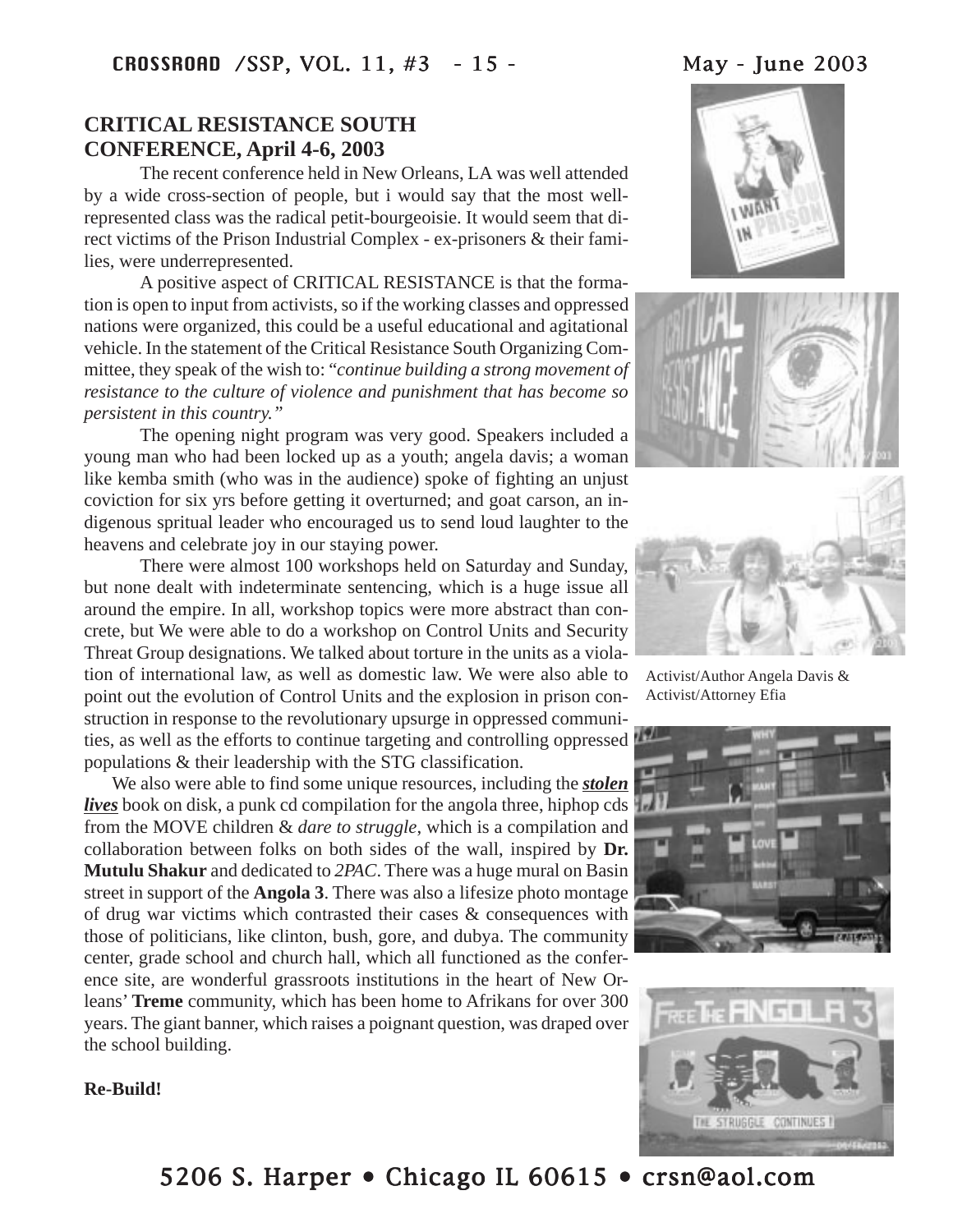## CRITICAL RESISTANCE SOUTH CONFERENCE, April 4-6, 2003

The recent conference held in New Orleans, LA was well attended by a wide cross-section of people, but i would say that the most well-represented class was the radical petit-bourgeoisie. It would seem that direct victims of the Prison Industrial Complex - ex-prisoners & their families, were underrepresented.

A positive aspect of CRITICAL RESISTANCE is that the formation is open to input from activists, so if the working classes and oppressed nations were organized, this could be a useful educational and agitational vehicle. In the statement of the Critical Resistance South Organizing Committee, they speak of the wish to: "*continue building a strong movement of resistance to the culture of violence and punishment that has become so persistent in this country.*"

The opening night program was very good. Speakers included a young man who had been locked up as a youth; angela davis; a woman like kemba smith (who was in the audience) spoke of fighting an unjust coviction for six yrs before getting it overturned; and goat carson, an indigenous spritual leader who encouraged us to send loud laughter to the heavens and celebrate joy in our staying power.

There were almost 100 workshops held on Saturday and Sunday, but none dealt with indeterminate sentencing, which is a huge issue all around the empire. In all, workshop topics were more abstract than concrete, but We were able to do a workshop on Control Units and Security Threat Group designations. We talked about torture in the units as a violation of international law, as well as domestic law. We were also able to point out the evolution of Control Units and the explosion in prison construction in response to the revolutionary upsurge in oppressed communities, as well as the efforts to continue targeting and controlling oppressed populations & their leadership with the STG classification.

We also were able to find some unique resources, including the ***stolen lives*** book on disk, a punk cd compilation for the angola three, hiphop cds from the MOVE children & *dare to struggle*, which is a compilation and collaboration between folks on both sides of the wall, inspired by **Dr. Mutulu Shakur** and dedicated to *2PAC*. There was a huge mural on Basin street in support of the **Angola 3**. There was also a lifesize photo montage of drug war victims which contrasted their cases & consequences with those of politicians, like clinton, bush, gore, and dubya. The community center, grade school and church hall, which all functioned as the conference site, are wonderful grassroots institutions in the heart of New Orleans' **Treme** community, which has been home to Afrikans for over 300 years. The giant banner, which raises a poignant question, was draped over the school building.

**Re-Build!**

Activist/Author Angela Davis & Activist/Attorney Efia

5206 S. Harper • Chicago IL 60615 • crsn@aol.com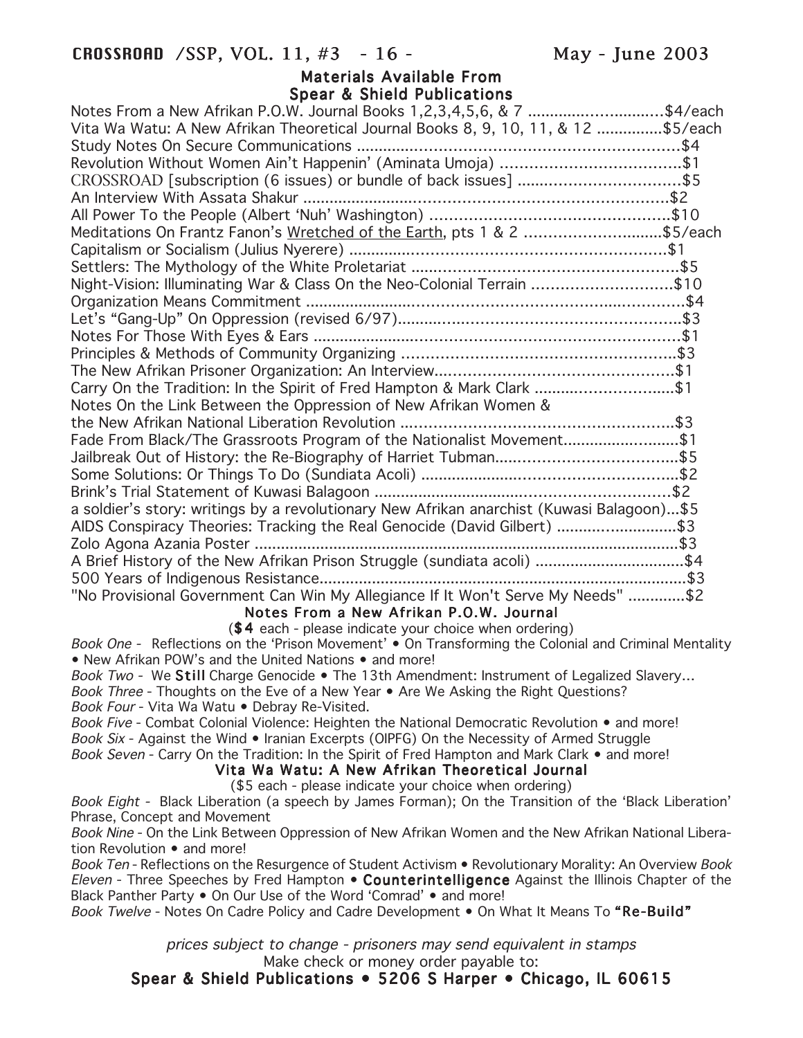## Materials Available From Spear & Shield Publications

Notes From a New Afrikan P.O.W. Journal Books 1,2,3,4,5,6, & 7 ..............................$4/each
Vita Wa Watu: A New Afrikan Theoretical Journal Books 8, 9, 10, 11, & 12 ...............$5/each
Study Notes On Secure Communications .....................................................................$4
Revolution Without Women Ain't Happenin' (Aminata Umoja) ......................................$1
CROSSROAD [subscription (6 issues) or bundle of back issues] ..................................$5
An Interview With Assata Shakur ..............................................................................$2
All Power To the People (Albert 'Nuh' Washington) ..................................................$10
Meditations On Frantz Fanon's Wretched of the Earth, pts 1 & 2 ............................$5/each
Capitalism or Socialism (Julius Nyerere) ....................................................................$1
Settlers: The Mythology of the White Proletariat .......................................................$5
Night-Vision: Illuminating War & Class On the Neo-Colonial Terrain ............................$10
Organization Means Commitment ..............................................................................$4
Let's "Gang-Up" On Oppression (revised 6/97)............................................................$3
Notes For Those With Eyes & Ears .............................................................................$1
Principles & Methods of Community Organizing .........................................................$3
The New Afrikan Prisoner Organization: An Interview..................................................$1
Carry On the Tradition: In the Spirit of Fred Hampton & Mark Clark .............................$1
Notes On the Link Between the Oppression of New Afrikan Women & the New Afrikan National Liberation Revolution ........................................................$3
Fade From Black/The Grassroots Program of the Nationalist Movement..........................$1
Jailbreak Out of History: the Re-Biography of Harriet Tubman......................................$5
Some Solutions: Or Things To Do (Sundiata Acoli) .......................................................$2
Brink's Trial Statement of Kuwasi Balagoon ................................................................$2
a soldier's story: writings by a revolutionary New Afrikan anarchist (Kuwasi Balagoon)...$5
AIDS Conspiracy Theories: Tracking the Real Genocide (David Gilbert) ...........................$3
Zolo Agona Azania Poster ..........................................................................................$3
A Brief History of the New Afrikan Prison Struggle (sundiata acoli) ..................................$4
500 Years of Indigenous Resistance..............................................................................$3
"No Provisional Government Can Win My Allegiance If It Won't Serve My Needs" .............$2

### Notes From a New Afrikan P.O.W. Journal

(**$4** each - please indicate your choice when ordering)

*Book One* - Reflections on the 'Prison Movement' • On Transforming the Colonial and Criminal Mentality • New Afrikan POW's and the United Nations • and more!
*Book Two* - We **Still** Charge Genocide • The 13th Amendment: Instrument of Legalized Slavery...
*Book Three* - Thoughts on the Eve of a New Year • Are We Asking the Right Questions?
*Book Four* - Vita Wa Watu • Debray Re-Visited.
*Book Five* - Combat Colonial Violence: Heighten the National Democratic Revolution • and more!
*Book Six* - Against the Wind • Iranian Excerpts (OIPFG) On the Necessity of Armed Struggle
*Book Seven* - Carry On the Tradition: In the Spirit of Fred Hampton and Mark Clark • and more!

### Vita Wa Watu: A New Afrikan Theoretical Journal

($5 each - please indicate your choice when ordering)

*Book Eight* - Black Liberation (a speech by James Forman); On the Transition of the 'Black Liberation' Phrase, Concept and Movement
*Book Nine* - On the Link Between Oppression of New Afrikan Women and the New Afrikan National Liberation Revolution • and more!
*Book Ten* - Reflections on the Resurgence of Student Activism • Revolutionary Morality: An Overview *Book Eleven* - Three Speeches by Fred Hampton • **Counterintelligence** Against the Illinois Chapter of the Black Panther Party • On Our Use of the Word 'Comrad' • and more!
*Book Twelve* - Notes On Cadre Policy and Cadre Development • On What It Means To **"Re-Build"**

*prices subject to change - prisoners may send equivalent in stamps*
Make check or money order payable to:
**Spear & Shield Publications • 5206 S Harper • Chicago, IL 60615**